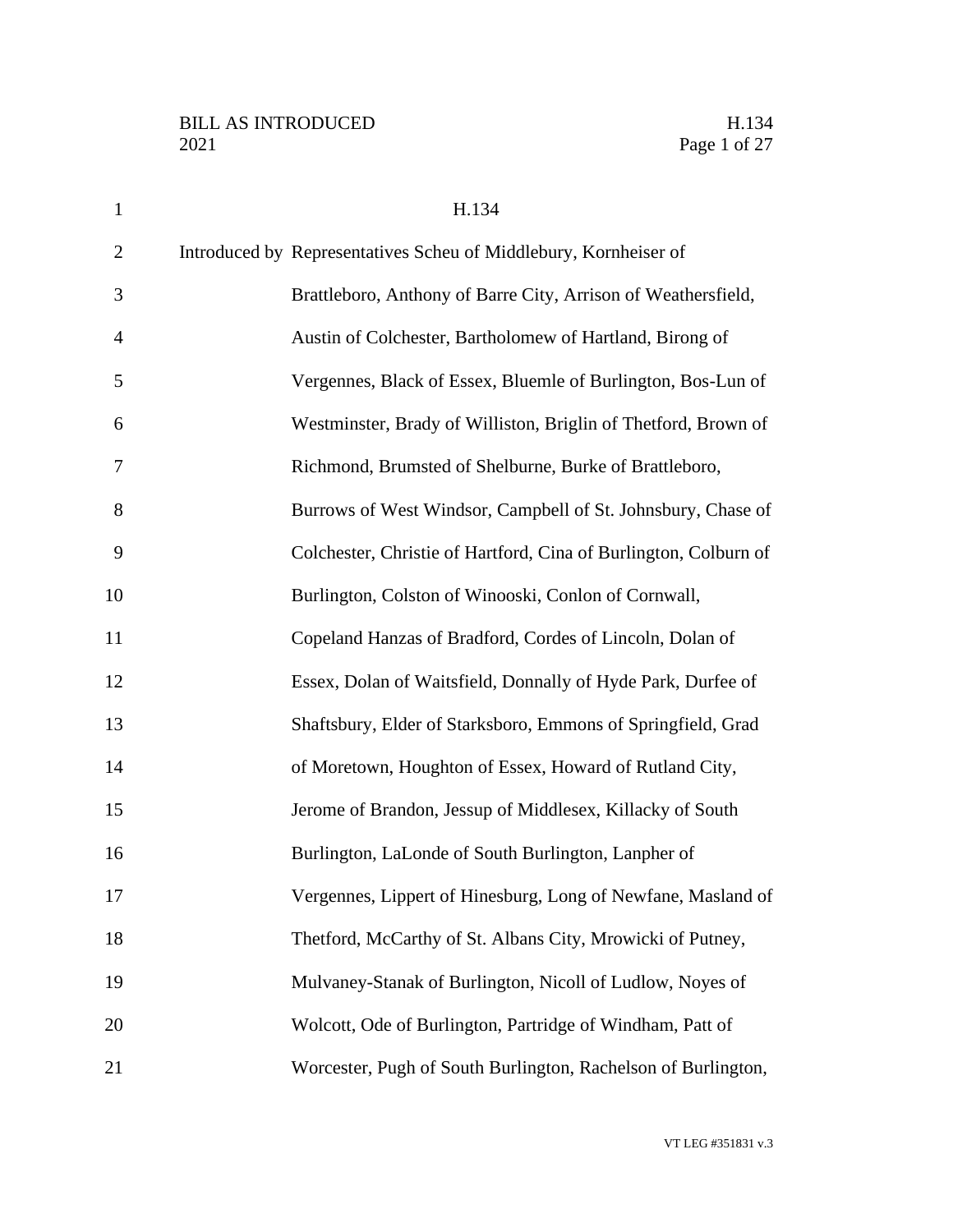H.134

Introduced by Representatives Scheu of Middlebury, Kornheiser of Brattleboro, Anthony of Barre City, Arrison of Weathersfield, Austin of Colchester, Bartholomew of Hartland, Birong of Vergennes, Black of Essex, Bluemle of Burlington, Bos-Lun of Westminster, Brady of Williston, Briglin of Thetford, Brown of Richmond, Brumsted of Shelburne, Burke of Brattleboro, Burrows of West Windsor, Campbell of St. Johnsbury, Chase of Colchester, Christie of Hartford, Cina of Burlington, Colburn of Burlington, Colston of Winooski, Conlon of Cornwall, Copeland Hanzas of Bradford, Cordes of Lincoln, Dolan of Essex, Dolan of Waitsfield, Donnally of Hyde Park, Durfee of Shaftsbury, Elder of Starksboro, Emmons of Springfield, Grad of Moretown, Houghton of Essex, Howard of Rutland City, Jerome of Brandon, Jessup of Middlesex, Killacky of South Burlington, LaLonde of South Burlington, Lanpher of Vergennes, Lippert of Hinesburg, Long of Newfane, Masland of Thetford, McCarthy of St. Albans City, Mrowicki of Putney, Mulvaney-Stanak of Burlington, Nicoll of Ludlow, Noyes of Wolcott, Ode of Burlington, Partridge of Windham, Patt of Worcester, Pugh of South Burlington, Rachelson of Burlington,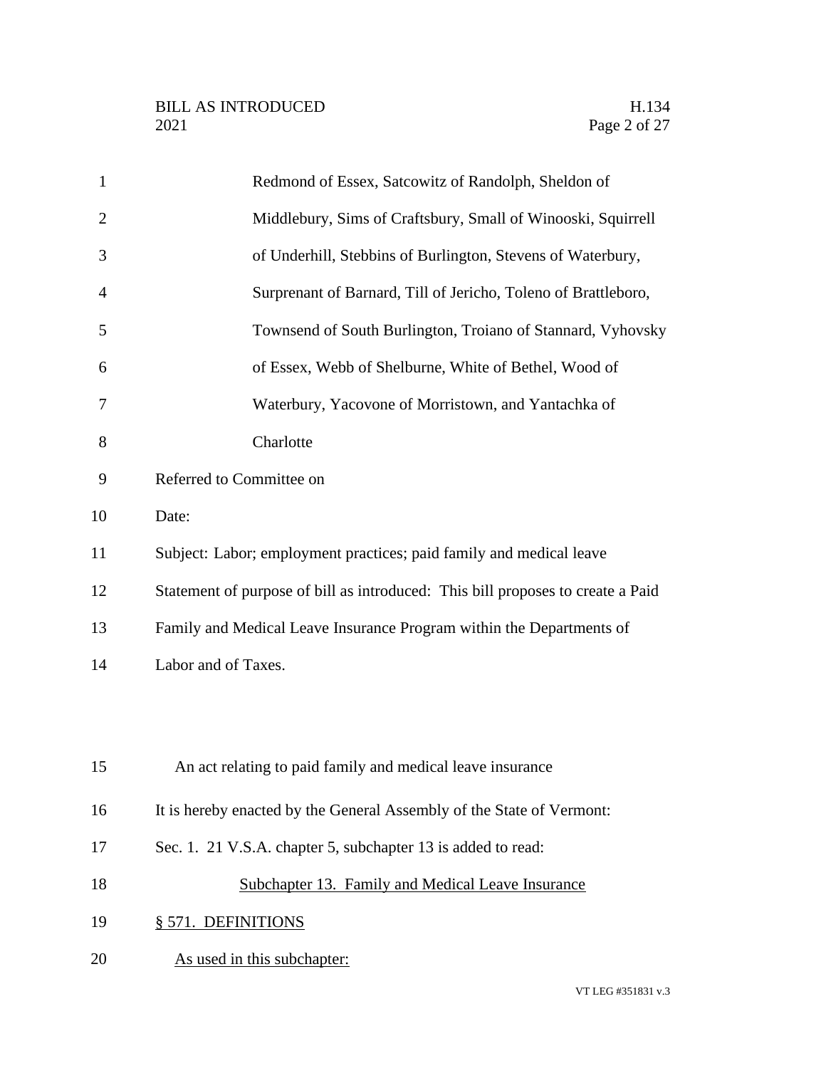Redmond of Essex, Satcowitz of Randolph, Sheldon of Middlebury, Sims of Craftsbury, Small of Winooski, Squirrell of Underhill, Stebbins of Burlington, Stevens of Waterbury, Surprenant of Barnard, Till of Jericho, Toleno of Brattleboro, Townsend of South Burlington, Troiano of Stannard, Vyhovsky of Essex, Webb of Shelburne, White of Bethel, Wood of Waterbury, Yacovone of Morristown, and Yantachka of Charlotte

Referred to Committee on

Date:

Subject: Labor; employment practices; paid family and medical leave

Statement of purpose of bill as introduced: This bill proposes to create a Paid Family and Medical Leave Insurance Program within the Departments of Labor and of Taxes.

An act relating to paid family and medical leave insurance

It is hereby enacted by the General Assembly of the State of Vermont:

Sec. 1. 21 V.S.A. chapter 5, subchapter 13 is added to read:

Subchapter 13. Family and Medical Leave Insurance

§ 571. DEFINITIONS

As used in this subchapter: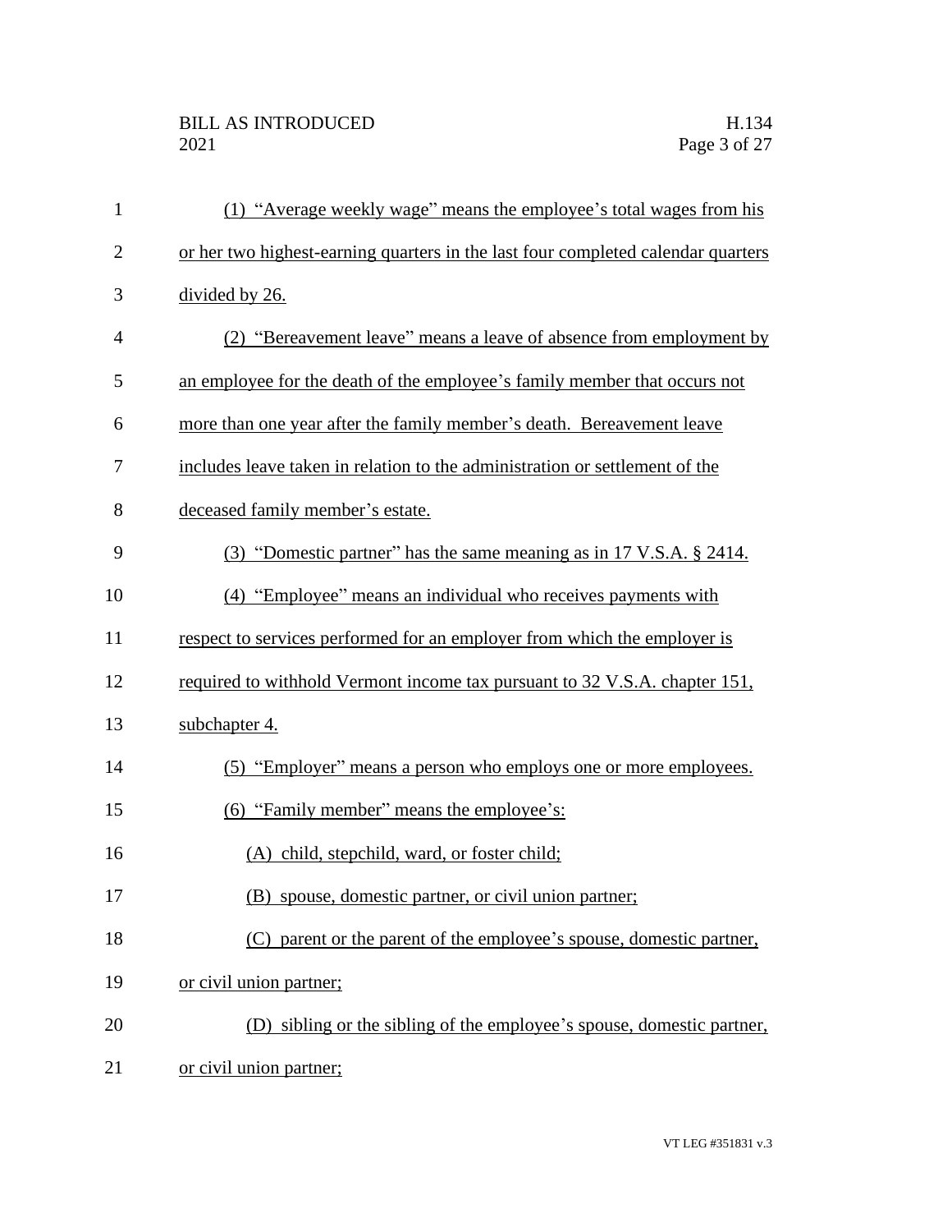(1) "Average weekly wage" means the employee's total wages from his or her two highest-earning quarters in the last four completed calendar quarters divided by 26.

(2) "Bereavement leave" means a leave of absence from employment by an employee for the death of the employee's family member that occurs not more than one year after the family member's death. Bereavement leave includes leave taken in relation to the administration or settlement of the deceased family member's estate.

(3) "Domestic partner" has the same meaning as in 17 V.S.A. § 2414.

(4) "Employee" means an individual who receives payments with respect to services performed for an employer from which the employer is required to withhold Vermont income tax pursuant to 32 V.S.A. chapter 151, subchapter 4.

(5) "Employer" means a person who employs one or more employees.

(6) "Family member" means the employee's:

(A) child, stepchild, ward, or foster child;

(B) spouse, domestic partner, or civil union partner;

(C) parent or the parent of the employee's spouse, domestic partner, or civil union partner;

(D) sibling or the sibling of the employee's spouse, domestic partner, or civil union partner;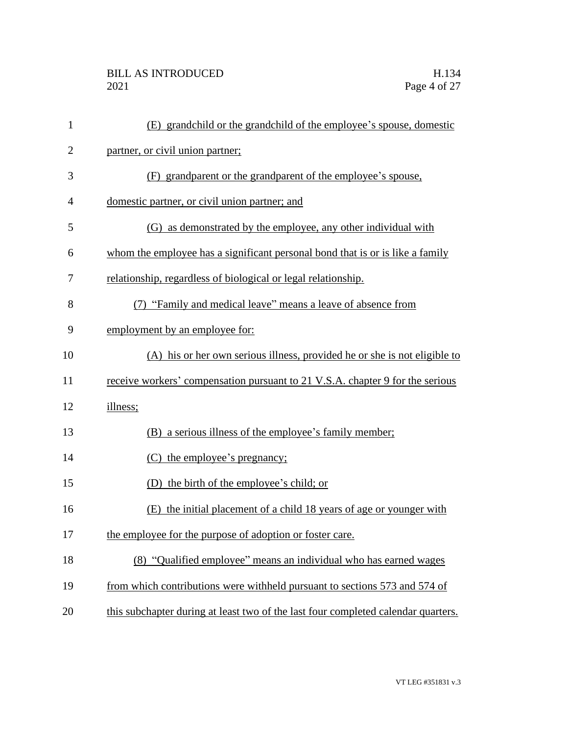(E) grandchild or the grandchild of the employee's spouse, domestic partner, or civil union partner;

(F) grandparent or the grandparent of the employee's spouse, domestic partner, or civil union partner; and

(G) as demonstrated by the employee, any other individual with whom the employee has a significant personal bond that is or is like a family relationship, regardless of biological or legal relationship.

(7) "Family and medical leave" means a leave of absence from employment by an employee for:

(A) his or her own serious illness, provided he or she is not eligible to receive workers' compensation pursuant to 21 V.S.A. chapter 9 for the serious illness;

(B) a serious illness of the employee's family member;

(C) the employee's pregnancy;

(D) the birth of the employee's child; or

(E) the initial placement of a child 18 years of age or younger with the employee for the purpose of adoption or foster care.

(8) "Qualified employee" means an individual who has earned wages from which contributions were withheld pursuant to sections 573 and 574 of this subchapter during at least two of the last four completed calendar quarters.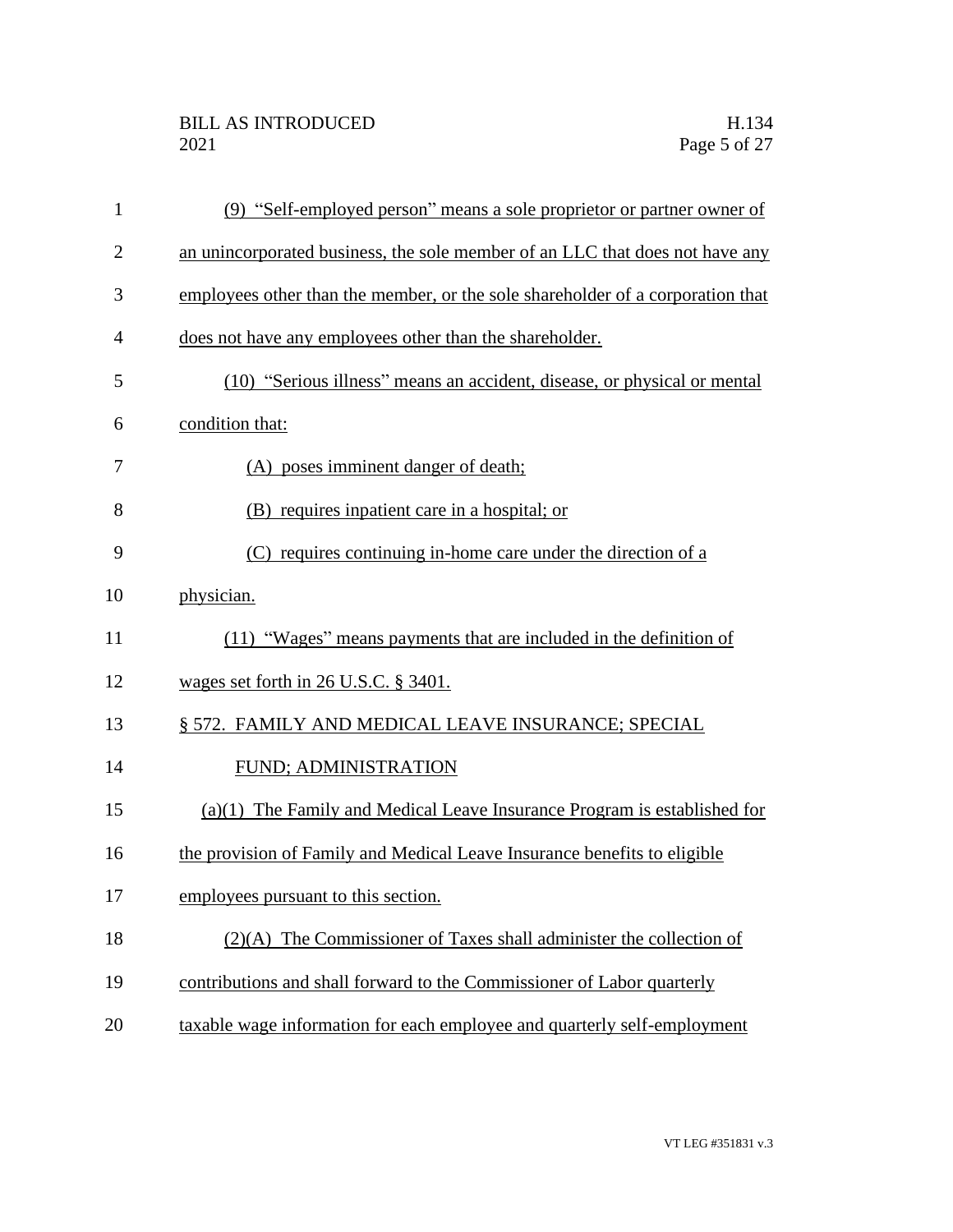(9) "Self-employed person" means a sole proprietor or partner owner of an unincorporated business, the sole member of an LLC that does not have any employees other than the member, or the sole shareholder of a corporation that does not have any employees other than the shareholder.

(10) "Serious illness" means an accident, disease, or physical or mental condition that:

(A) poses imminent danger of death;

(B) requires inpatient care in a hospital; or

(C) requires continuing in-home care under the direction of a physician.

(11) "Wages" means payments that are included in the definition of wages set forth in 26 U.S.C. § 3401.

§ 572. FAMILY AND MEDICAL LEAVE INSURANCE; SPECIAL FUND; ADMINISTRATION

(a)(1) The Family and Medical Leave Insurance Program is established for the provision of Family and Medical Leave Insurance benefits to eligible employees pursuant to this section.

(2)(A) The Commissioner of Taxes shall administer the collection of contributions and shall forward to the Commissioner of Labor quarterly taxable wage information for each employee and quarterly self-employment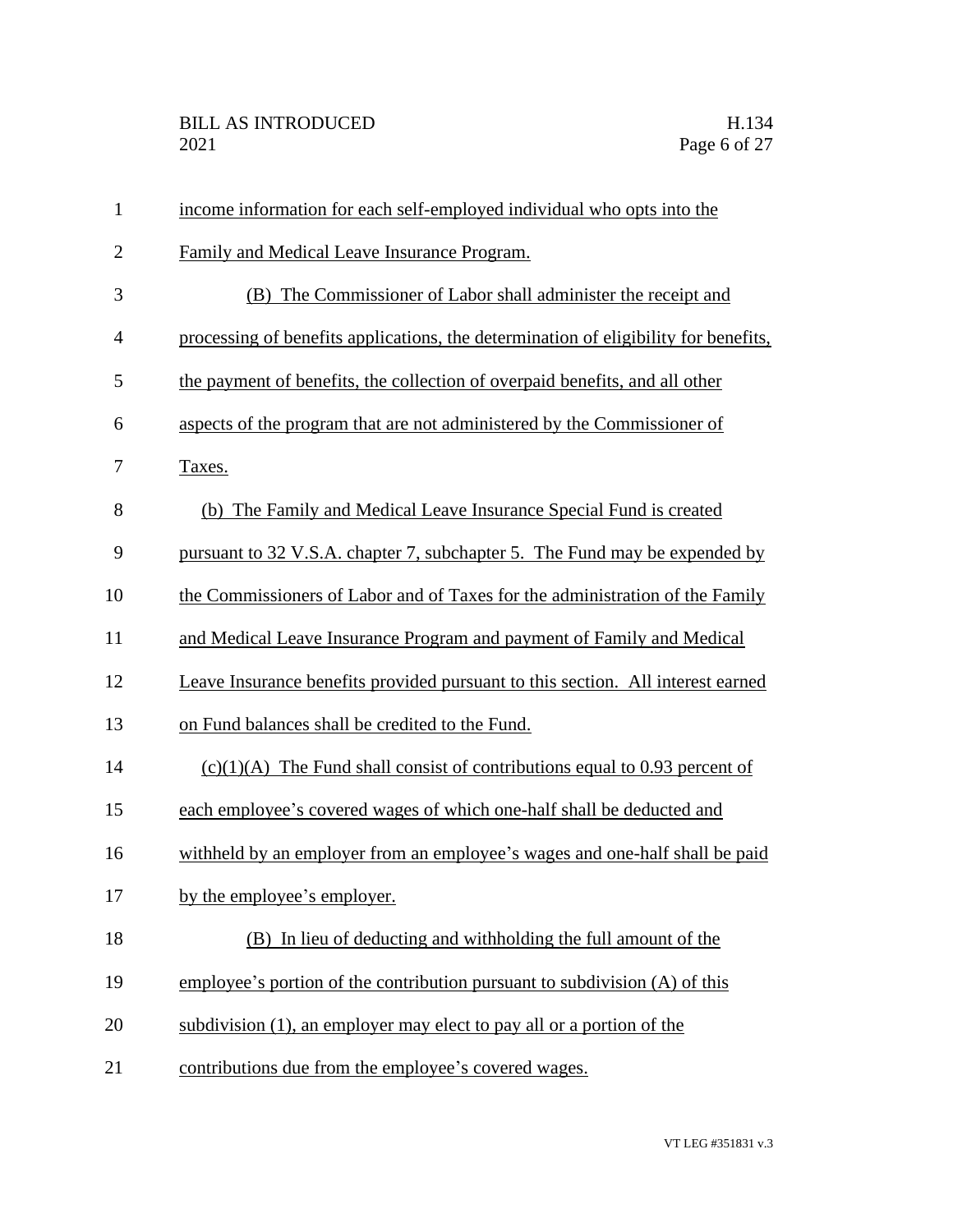income information for each self-employed individual who opts into the Family and Medical Leave Insurance Program.

(B) The Commissioner of Labor shall administer the receipt and processing of benefits applications, the determination of eligibility for benefits, the payment of benefits, the collection of overpaid benefits, and all other aspects of the program that are not administered by the Commissioner of Taxes.

(b) The Family and Medical Leave Insurance Special Fund is created pursuant to 32 V.S.A. chapter 7, subchapter 5. The Fund may be expended by the Commissioners of Labor and of Taxes for the administration of the Family and Medical Leave Insurance Program and payment of Family and Medical Leave Insurance benefits provided pursuant to this section. All interest earned on Fund balances shall be credited to the Fund.

(c)(1)(A) The Fund shall consist of contributions equal to 0.93 percent of each employee's covered wages of which one-half shall be deducted and withheld by an employer from an employee's wages and one-half shall be paid by the employee's employer.

(B) In lieu of deducting and withholding the full amount of the employee's portion of the contribution pursuant to subdivision (A) of this subdivision (1), an employer may elect to pay all or a portion of the contributions due from the employee's covered wages.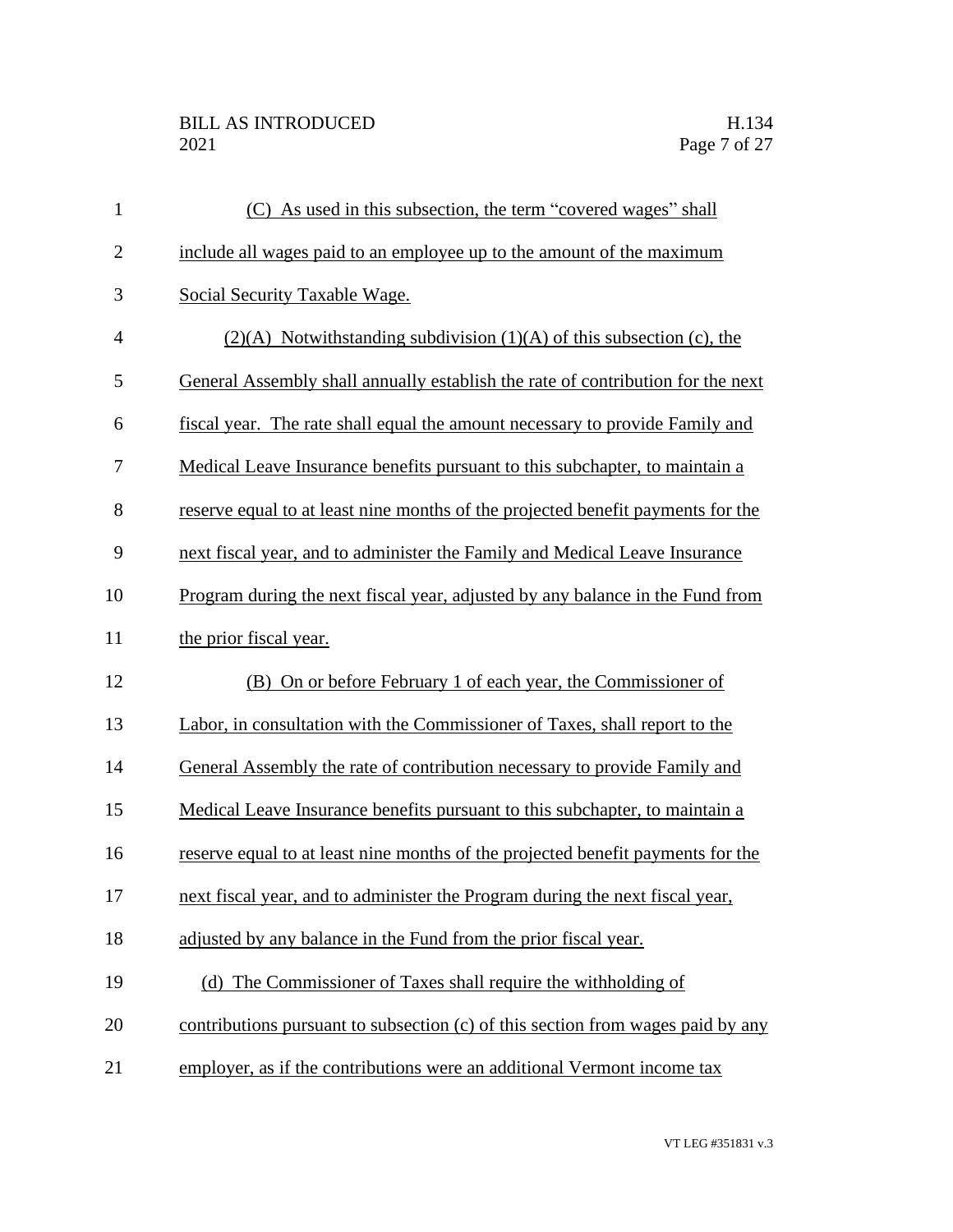(C) As used in this subsection, the term "covered wages" shall include all wages paid to an employee up to the amount of the maximum Social Security Taxable Wage.

(2)(A) Notwithstanding subdivision (1)(A) of this subsection (c), the General Assembly shall annually establish the rate of contribution for the next fiscal year. The rate shall equal the amount necessary to provide Family and Medical Leave Insurance benefits pursuant to this subchapter, to maintain a reserve equal to at least nine months of the projected benefit payments for the next fiscal year, and to administer the Family and Medical Leave Insurance Program during the next fiscal year, adjusted by any balance in the Fund from the prior fiscal year.

(B) On or before February 1 of each year, the Commissioner of Labor, in consultation with the Commissioner of Taxes, shall report to the General Assembly the rate of contribution necessary to provide Family and Medical Leave Insurance benefits pursuant to this subchapter, to maintain a reserve equal to at least nine months of the projected benefit payments for the next fiscal year, and to administer the Program during the next fiscal year, adjusted by any balance in the Fund from the prior fiscal year.

(d) The Commissioner of Taxes shall require the withholding of contributions pursuant to subsection (c) of this section from wages paid by any employer, as if the contributions were an additional Vermont income tax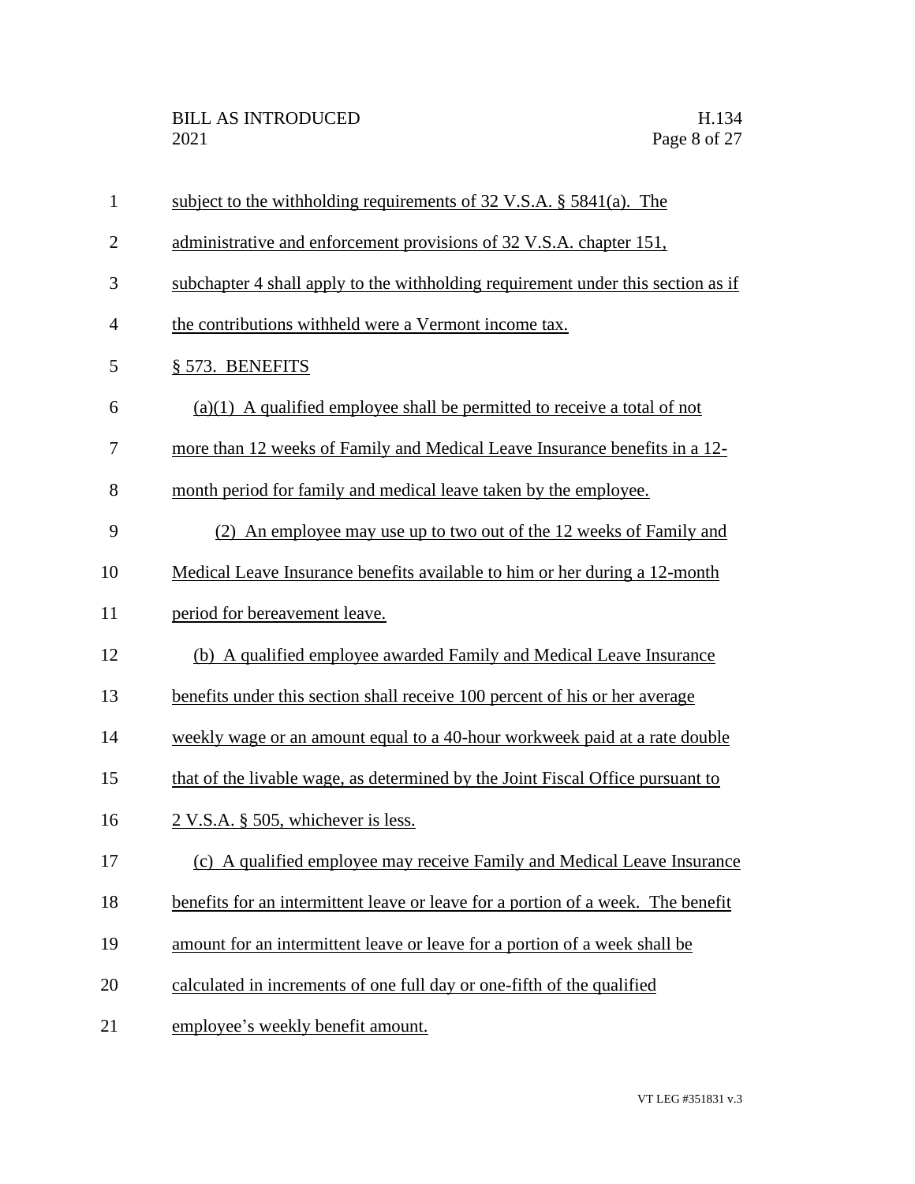subject to the withholding requirements of 32 V.S.A. § 5841(a). The administrative and enforcement provisions of 32 V.S.A. chapter 151, subchapter 4 shall apply to the withholding requirement under this section as if the contributions withheld were a Vermont income tax.

§ 573. BENEFITS

(a)(1) A qualified employee shall be permitted to receive a total of not more than 12 weeks of Family and Medical Leave Insurance benefits in a 12-month period for family and medical leave taken by the employee.

(2) An employee may use up to two out of the 12 weeks of Family and Medical Leave Insurance benefits available to him or her during a 12-month period for bereavement leave.

(b) A qualified employee awarded Family and Medical Leave Insurance benefits under this section shall receive 100 percent of his or her average weekly wage or an amount equal to a 40-hour workweek paid at a rate double that of the livable wage, as determined by the Joint Fiscal Office pursuant to 2 V.S.A. § 505, whichever is less.

(c) A qualified employee may receive Family and Medical Leave Insurance benefits for an intermittent leave or leave for a portion of a week. The benefit amount for an intermittent leave or leave for a portion of a week shall be calculated in increments of one full day or one-fifth of the qualified employee's weekly benefit amount.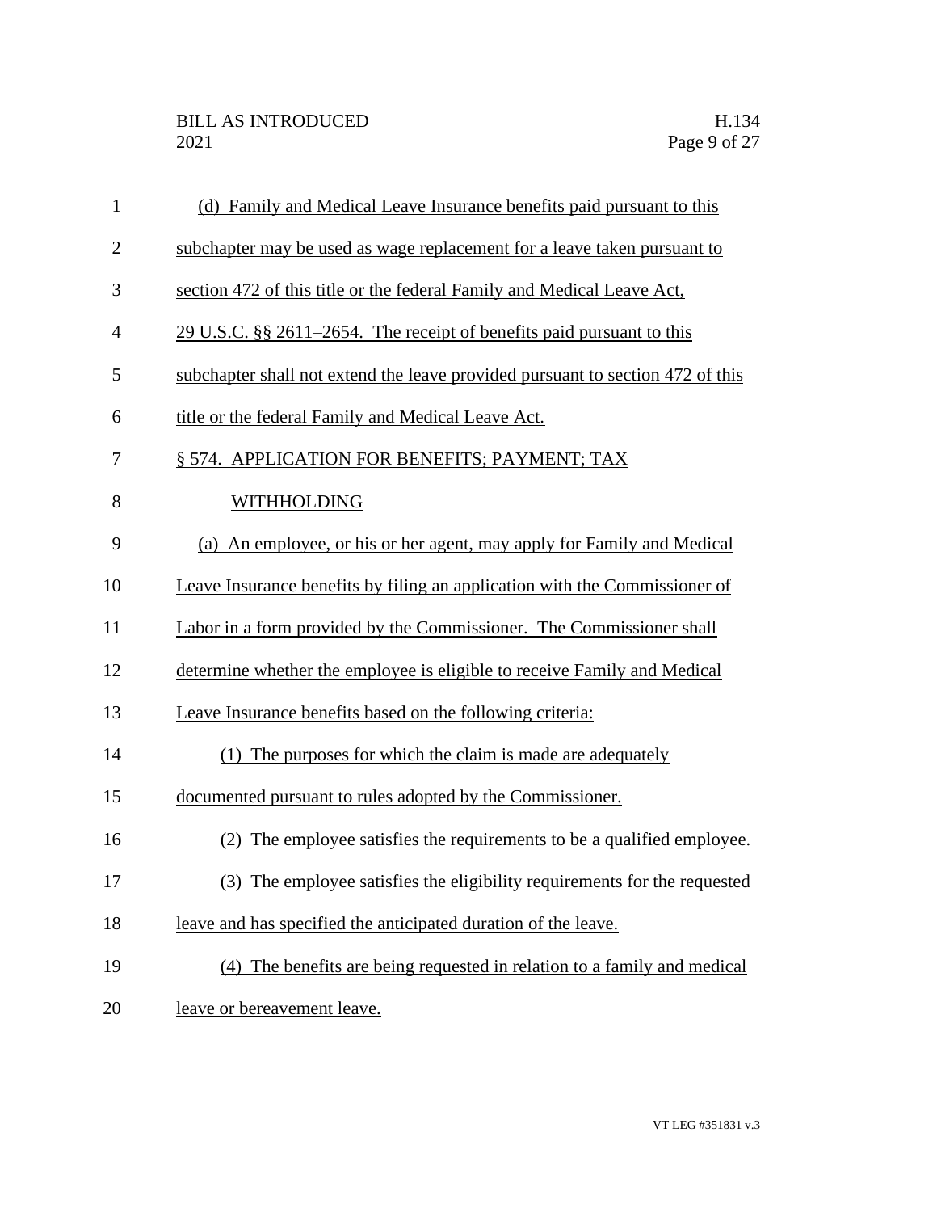(d) Family and Medical Leave Insurance benefits paid pursuant to this subchapter may be used as wage replacement for a leave taken pursuant to section 472 of this title or the federal Family and Medical Leave Act, 29 U.S.C. §§ 2611–2654. The receipt of benefits paid pursuant to this subchapter shall not extend the leave provided pursuant to section 472 of this title or the federal Family and Medical Leave Act.

§ 574. APPLICATION FOR BENEFITS; PAYMENT; TAX WITHHOLDING

(a) An employee, or his or her agent, may apply for Family and Medical Leave Insurance benefits by filing an application with the Commissioner of Labor in a form provided by the Commissioner. The Commissioner shall determine whether the employee is eligible to receive Family and Medical Leave Insurance benefits based on the following criteria:

(1) The purposes for which the claim is made are adequately documented pursuant to rules adopted by the Commissioner.

(2) The employee satisfies the requirements to be a qualified employee.

(3) The employee satisfies the eligibility requirements for the requested leave and has specified the anticipated duration of the leave.

(4) The benefits are being requested in relation to a family and medical leave or bereavement leave.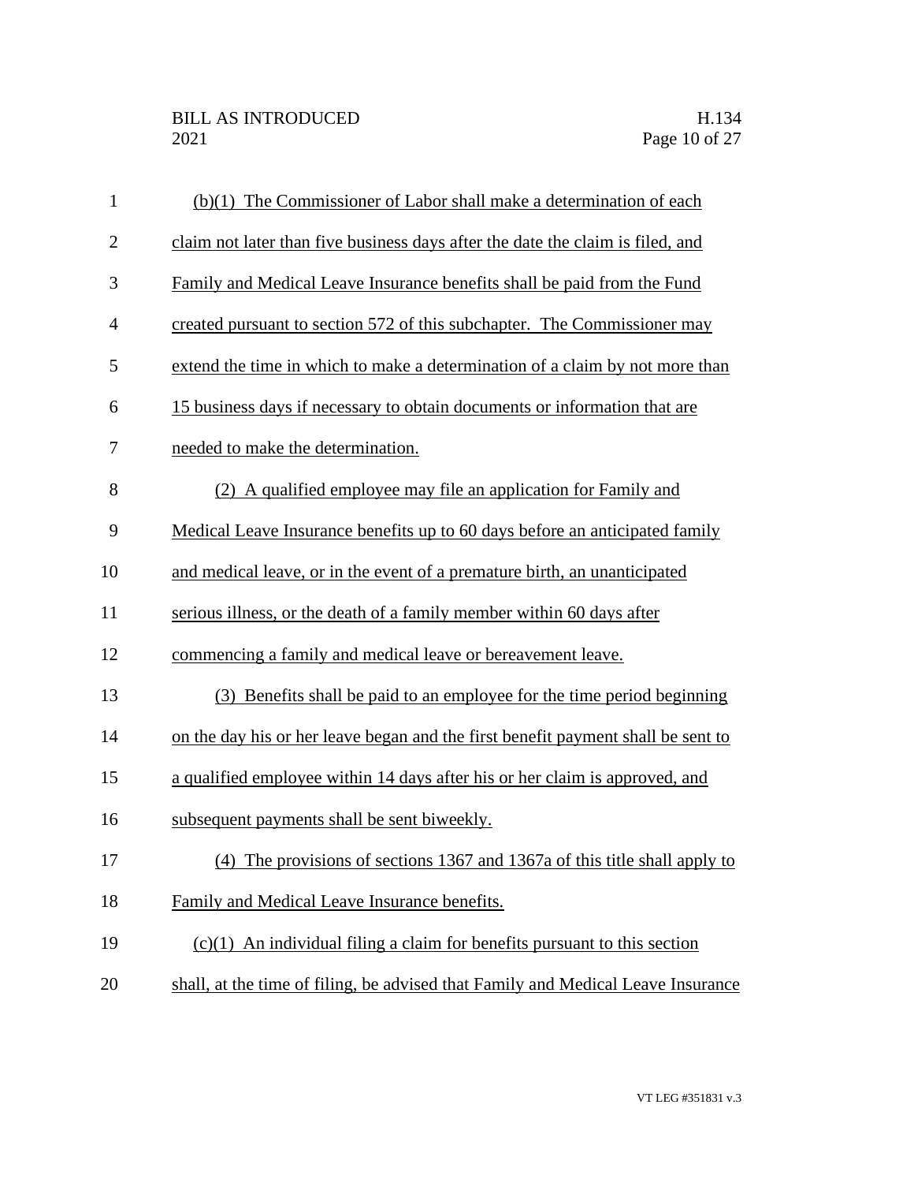(b)(1) The Commissioner of Labor shall make a determination of each claim not later than five business days after the date the claim is filed, and Family and Medical Leave Insurance benefits shall be paid from the Fund created pursuant to section 572 of this subchapter. The Commissioner may extend the time in which to make a determination of a claim by not more than 15 business days if necessary to obtain documents or information that are needed to make the determination.

(2) A qualified employee may file an application for Family and Medical Leave Insurance benefits up to 60 days before an anticipated family and medical leave, or in the event of a premature birth, an unanticipated serious illness, or the death of a family member within 60 days after commencing a family and medical leave or bereavement leave.

(3) Benefits shall be paid to an employee for the time period beginning on the day his or her leave began and the first benefit payment shall be sent to a qualified employee within 14 days after his or her claim is approved, and subsequent payments shall be sent biweekly.

(4) The provisions of sections 1367 and 1367a of this title shall apply to Family and Medical Leave Insurance benefits.

(c)(1) An individual filing a claim for benefits pursuant to this section shall, at the time of filing, be advised that Family and Medical Leave Insurance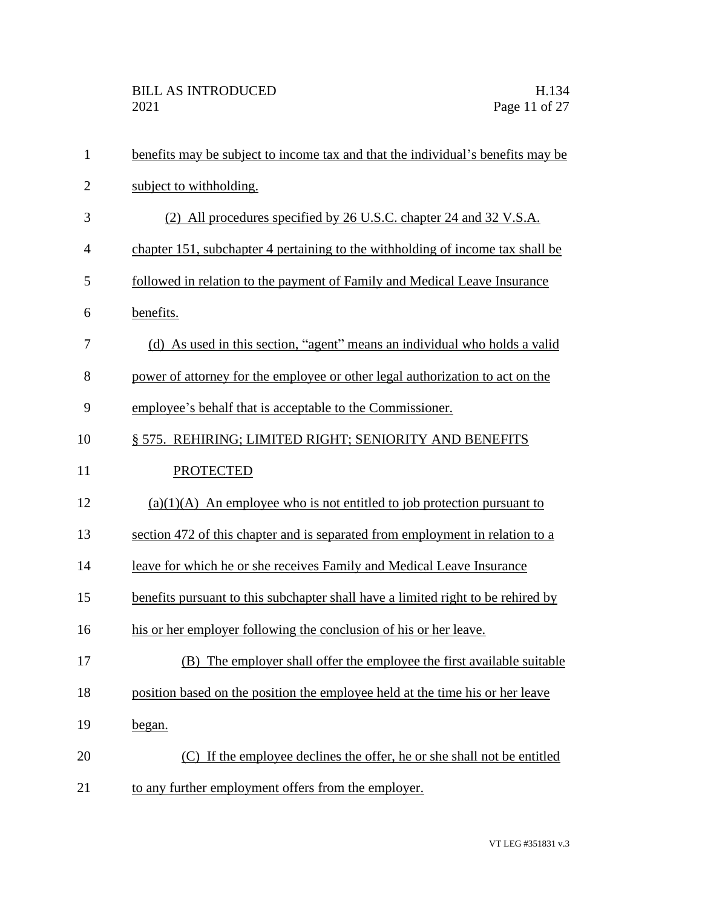benefits may be subject to income tax and that the individual's benefits may be subject to withholding.

(2) All procedures specified by 26 U.S.C. chapter 24 and 32 V.S.A. chapter 151, subchapter 4 pertaining to the withholding of income tax shall be followed in relation to the payment of Family and Medical Leave Insurance benefits.

(d) As used in this section, "agent" means an individual who holds a valid power of attorney for the employee or other legal authorization to act on the employee's behalf that is acceptable to the Commissioner.

§ 575. REHIRING; LIMITED RIGHT; SENIORITY AND BENEFITS PROTECTED

(a)(1)(A) An employee who is not entitled to job protection pursuant to section 472 of this chapter and is separated from employment in relation to a leave for which he or she receives Family and Medical Leave Insurance benefits pursuant to this subchapter shall have a limited right to be rehired by his or her employer following the conclusion of his or her leave.

(B) The employer shall offer the employee the first available suitable position based on the position the employee held at the time his or her leave began.

(C) If the employee declines the offer, he or she shall not be entitled to any further employment offers from the employer.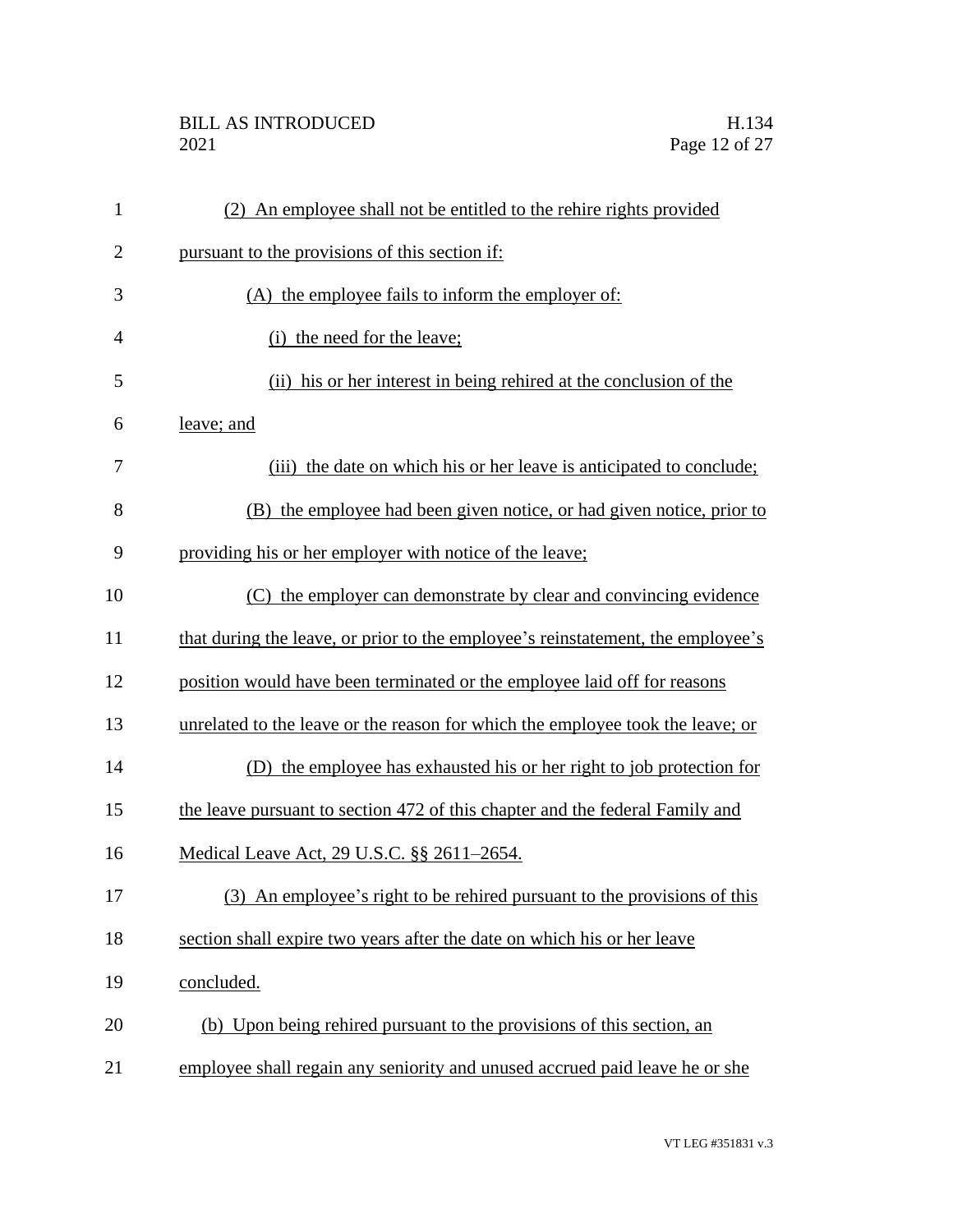(2) An employee shall not be entitled to the rehire rights provided pursuant to the provisions of this section if:

(A) the employee fails to inform the employer of:

(i) the need for the leave;

(ii) his or her interest in being rehired at the conclusion of the leave; and

(iii) the date on which his or her leave is anticipated to conclude;

(B) the employee had been given notice, or had given notice, prior to providing his or her employer with notice of the leave;

(C) the employer can demonstrate by clear and convincing evidence that during the leave, or prior to the employee's reinstatement, the employee's position would have been terminated or the employee laid off for reasons unrelated to the leave or the reason for which the employee took the leave; or

(D) the employee has exhausted his or her right to job protection for the leave pursuant to section 472 of this chapter and the federal Family and Medical Leave Act, 29 U.S.C. §§ 2611–2654.

(3) An employee's right to be rehired pursuant to the provisions of this section shall expire two years after the date on which his or her leave concluded.

(b) Upon being rehired pursuant to the provisions of this section, an employee shall regain any seniority and unused accrued paid leave he or she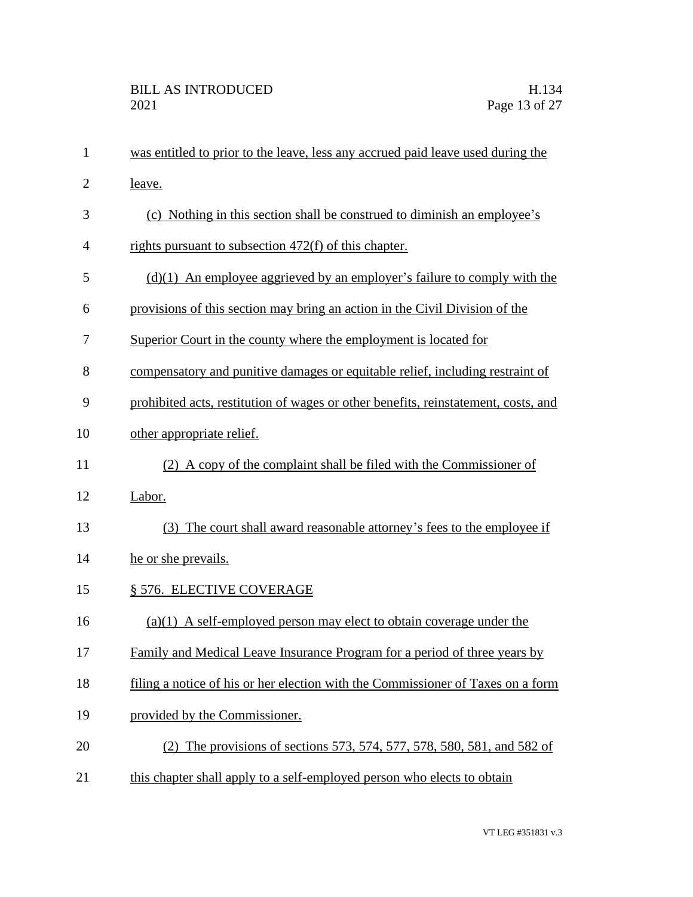was entitled to prior to the leave, less any accrued paid leave used during the leave.

(c) Nothing in this section shall be construed to diminish an employee's rights pursuant to subsection 472(f) of this chapter.

(d)(1) An employee aggrieved by an employer's failure to comply with the provisions of this section may bring an action in the Civil Division of the Superior Court in the county where the employment is located for compensatory and punitive damages or equitable relief, including restraint of prohibited acts, restitution of wages or other benefits, reinstatement, costs, and other appropriate relief.

(2) A copy of the complaint shall be filed with the Commissioner of Labor.

(3) The court shall award reasonable attorney's fees to the employee if he or she prevails.

§ 576. ELECTIVE COVERAGE

(a)(1) A self-employed person may elect to obtain coverage under the Family and Medical Leave Insurance Program for a period of three years by filing a notice of his or her election with the Commissioner of Taxes on a form provided by the Commissioner.

(2) The provisions of sections 573, 574, 577, 578, 580, 581, and 582 of this chapter shall apply to a self-employed person who elects to obtain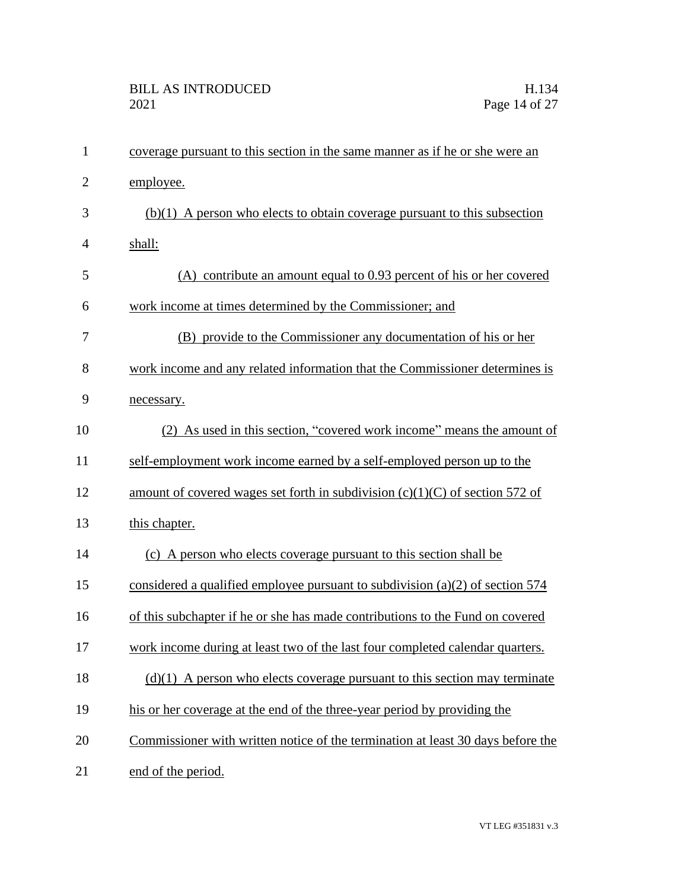coverage pursuant to this section in the same manner as if he or she were an employee.

(b)(1) A person who elects to obtain coverage pursuant to this subsection shall:

(A) contribute an amount equal to 0.93 percent of his or her covered work income at times determined by the Commissioner; and

(B) provide to the Commissioner any documentation of his or her work income and any related information that the Commissioner determines is necessary.

(2) As used in this section, "covered work income" means the amount of self-employment work income earned by a self-employed person up to the amount of covered wages set forth in subdivision (c)(1)(C) of section 572 of this chapter.

(c) A person who elects coverage pursuant to this section shall be considered a qualified employee pursuant to subdivision (a)(2) of section 574 of this subchapter if he or she has made contributions to the Fund on covered work income during at least two of the last four completed calendar quarters.

(d)(1) A person who elects coverage pursuant to this section may terminate his or her coverage at the end of the three-year period by providing the Commissioner with written notice of the termination at least 30 days before the end of the period.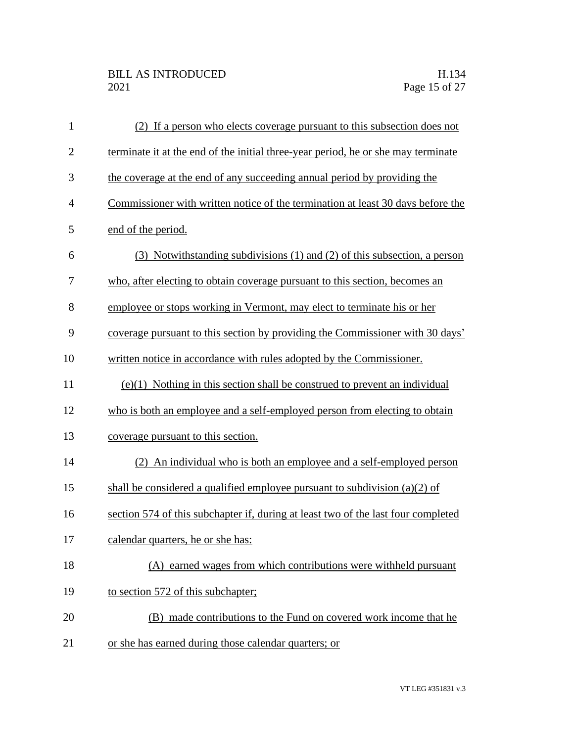(2) If a person who elects coverage pursuant to this subsection does not terminate it at the end of the initial three-year period, he or she may terminate the coverage at the end of any succeeding annual period by providing the Commissioner with written notice of the termination at least 30 days before the end of the period.

(3) Notwithstanding subdivisions (1) and (2) of this subsection, a person who, after electing to obtain coverage pursuant to this section, becomes an employee or stops working in Vermont, may elect to terminate his or her coverage pursuant to this section by providing the Commissioner with 30 days' written notice in accordance with rules adopted by the Commissioner.

(e)(1) Nothing in this section shall be construed to prevent an individual who is both an employee and a self-employed person from electing to obtain coverage pursuant to this section.

(2) An individual who is both an employee and a self-employed person shall be considered a qualified employee pursuant to subdivision (a)(2) of section 574 of this subchapter if, during at least two of the last four completed calendar quarters, he or she has:

(A) earned wages from which contributions were withheld pursuant to section 572 of this subchapter;

(B) made contributions to the Fund on covered work income that he or she has earned during those calendar quarters; or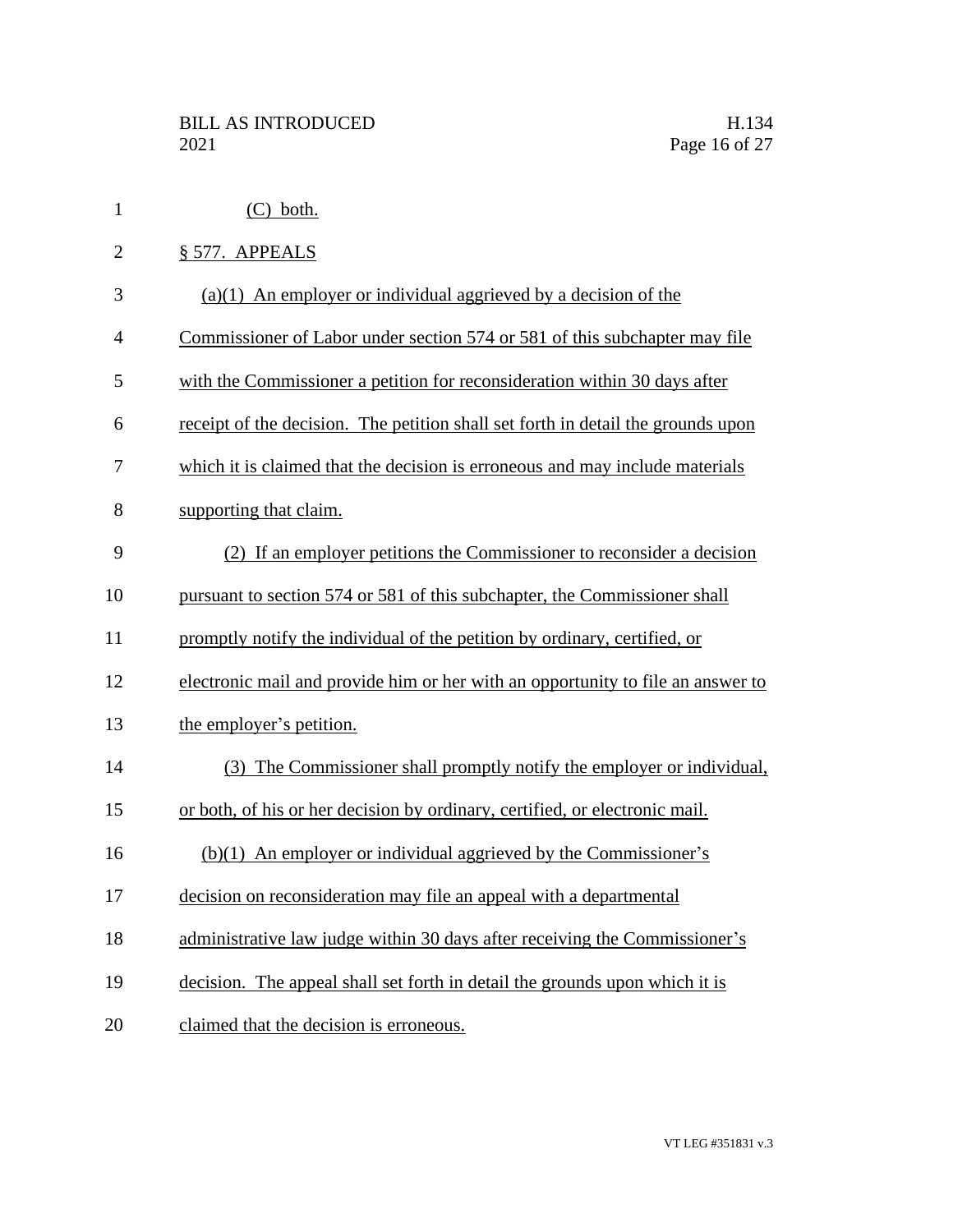(C) both.

§ 577. APPEALS

(a)(1) An employer or individual aggrieved by a decision of the Commissioner of Labor under section 574 or 581 of this subchapter may file with the Commissioner a petition for reconsideration within 30 days after receipt of the decision. The petition shall set forth in detail the grounds upon which it is claimed that the decision is erroneous and may include materials supporting that claim.

(2) If an employer petitions the Commissioner to reconsider a decision pursuant to section 574 or 581 of this subchapter, the Commissioner shall promptly notify the individual of the petition by ordinary, certified, or electronic mail and provide him or her with an opportunity to file an answer to the employer's petition.

(3) The Commissioner shall promptly notify the employer or individual, or both, of his or her decision by ordinary, certified, or electronic mail.

(b)(1) An employer or individual aggrieved by the Commissioner's decision on reconsideration may file an appeal with a departmental administrative law judge within 30 days after receiving the Commissioner's decision. The appeal shall set forth in detail the grounds upon which it is claimed that the decision is erroneous.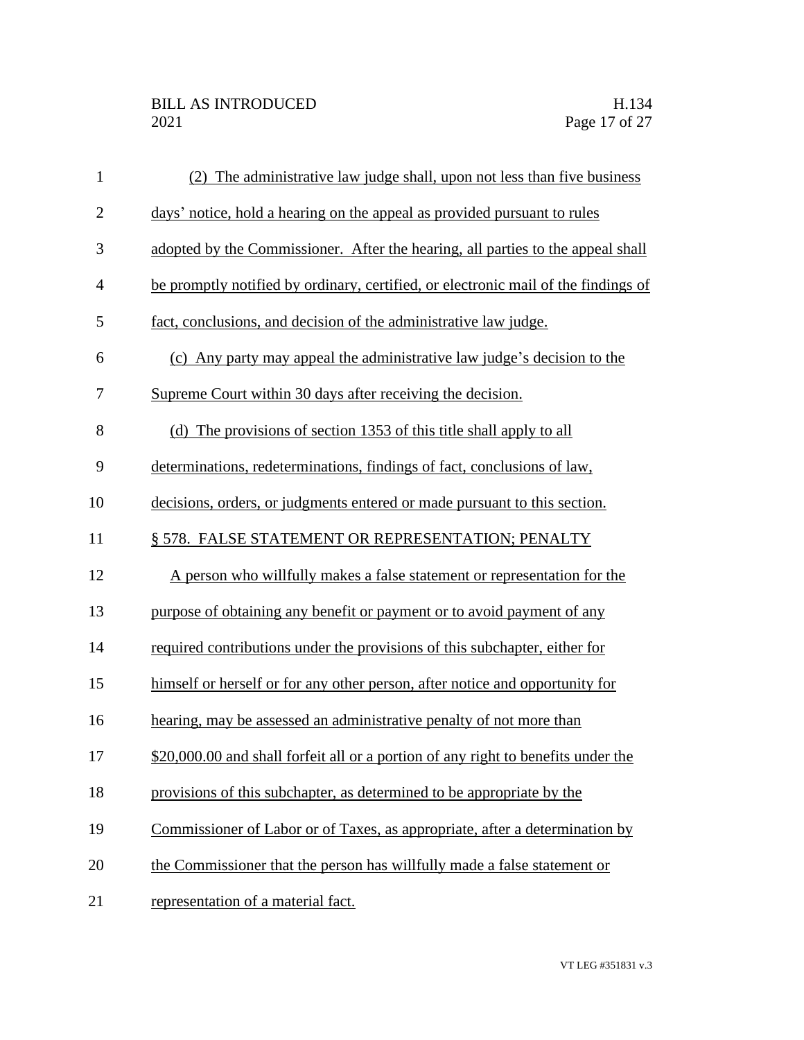(2) The administrative law judge shall, upon not less than five business days' notice, hold a hearing on the appeal as provided pursuant to rules adopted by the Commissioner. After the hearing, all parties to the appeal shall be promptly notified by ordinary, certified, or electronic mail of the findings of fact, conclusions, and decision of the administrative law judge.

(c) Any party may appeal the administrative law judge's decision to the Supreme Court within 30 days after receiving the decision.

(d) The provisions of section 1353 of this title shall apply to all determinations, redeterminations, findings of fact, conclusions of law, decisions, orders, or judgments entered or made pursuant to this section.

§ 578. FALSE STATEMENT OR REPRESENTATION; PENALTY

A person who willfully makes a false statement or representation for the purpose of obtaining any benefit or payment or to avoid payment of any required contributions under the provisions of this subchapter, either for himself or herself or for any other person, after notice and opportunity for hearing, may be assessed an administrative penalty of not more than $20,000.00 and shall forfeit all or a portion of any right to benefits under the provisions of this subchapter, as determined to be appropriate by the Commissioner of Labor or of Taxes, as appropriate, after a determination by the Commissioner that the person has willfully made a false statement or representation of a material fact.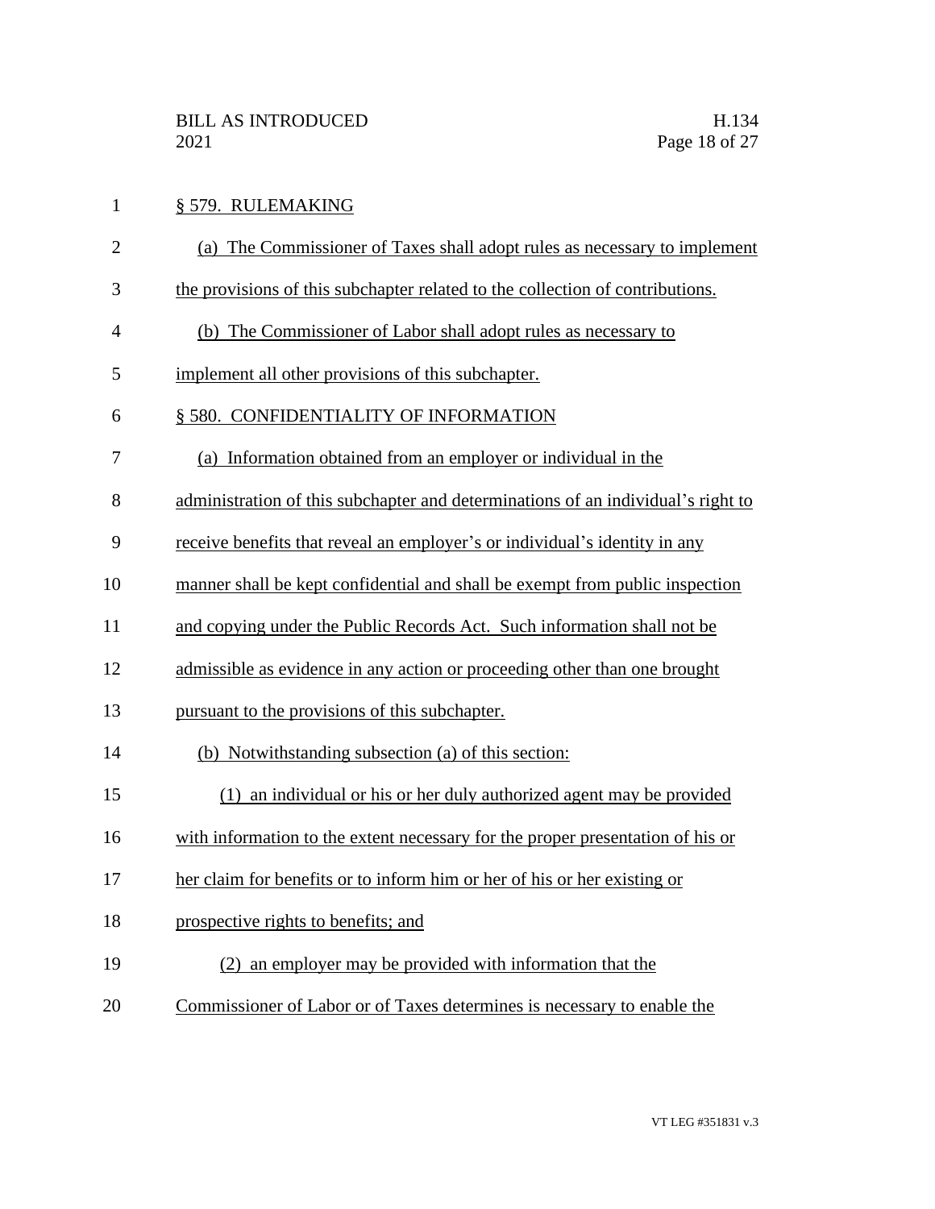§ 579. RULEMAKING

(a) The Commissioner of Taxes shall adopt rules as necessary to implement the provisions of this subchapter related to the collection of contributions.

(b) The Commissioner of Labor shall adopt rules as necessary to implement all other provisions of this subchapter.

§ 580. CONFIDENTIALITY OF INFORMATION

(a) Information obtained from an employer or individual in the administration of this subchapter and determinations of an individual's right to receive benefits that reveal an employer's or individual's identity in any manner shall be kept confidential and shall be exempt from public inspection and copying under the Public Records Act. Such information shall not be admissible as evidence in any action or proceeding other than one brought pursuant to the provisions of this subchapter.

(b) Notwithstanding subsection (a) of this section:

(1) an individual or his or her duly authorized agent may be provided with information to the extent necessary for the proper presentation of his or her claim for benefits or to inform him or her of his or her existing or prospective rights to benefits; and

(2) an employer may be provided with information that the Commissioner of Labor or of Taxes determines is necessary to enable the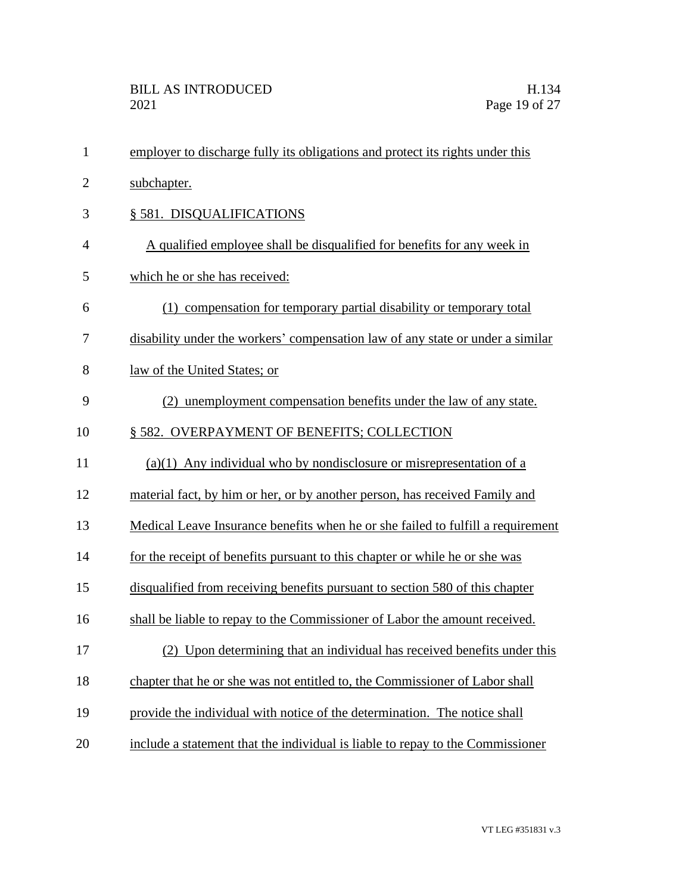employer to discharge fully its obligations and protect its rights under this subchapter.

§ 581. DISQUALIFICATIONS

A qualified employee shall be disqualified for benefits for any week in which he or she has received:

(1) compensation for temporary partial disability or temporary total disability under the workers' compensation law of any state or under a similar law of the United States; or

(2) unemployment compensation benefits under the law of any state.

§ 582. OVERPAYMENT OF BENEFITS; COLLECTION

(a)(1) Any individual who by nondisclosure or misrepresentation of a material fact, by him or her, or by another person, has received Family and Medical Leave Insurance benefits when he or she failed to fulfill a requirement for the receipt of benefits pursuant to this chapter or while he or she was disqualified from receiving benefits pursuant to section 580 of this chapter shall be liable to repay to the Commissioner of Labor the amount received.

(2) Upon determining that an individual has received benefits under this chapter that he or she was not entitled to, the Commissioner of Labor shall provide the individual with notice of the determination. The notice shall include a statement that the individual is liable to repay to the Commissioner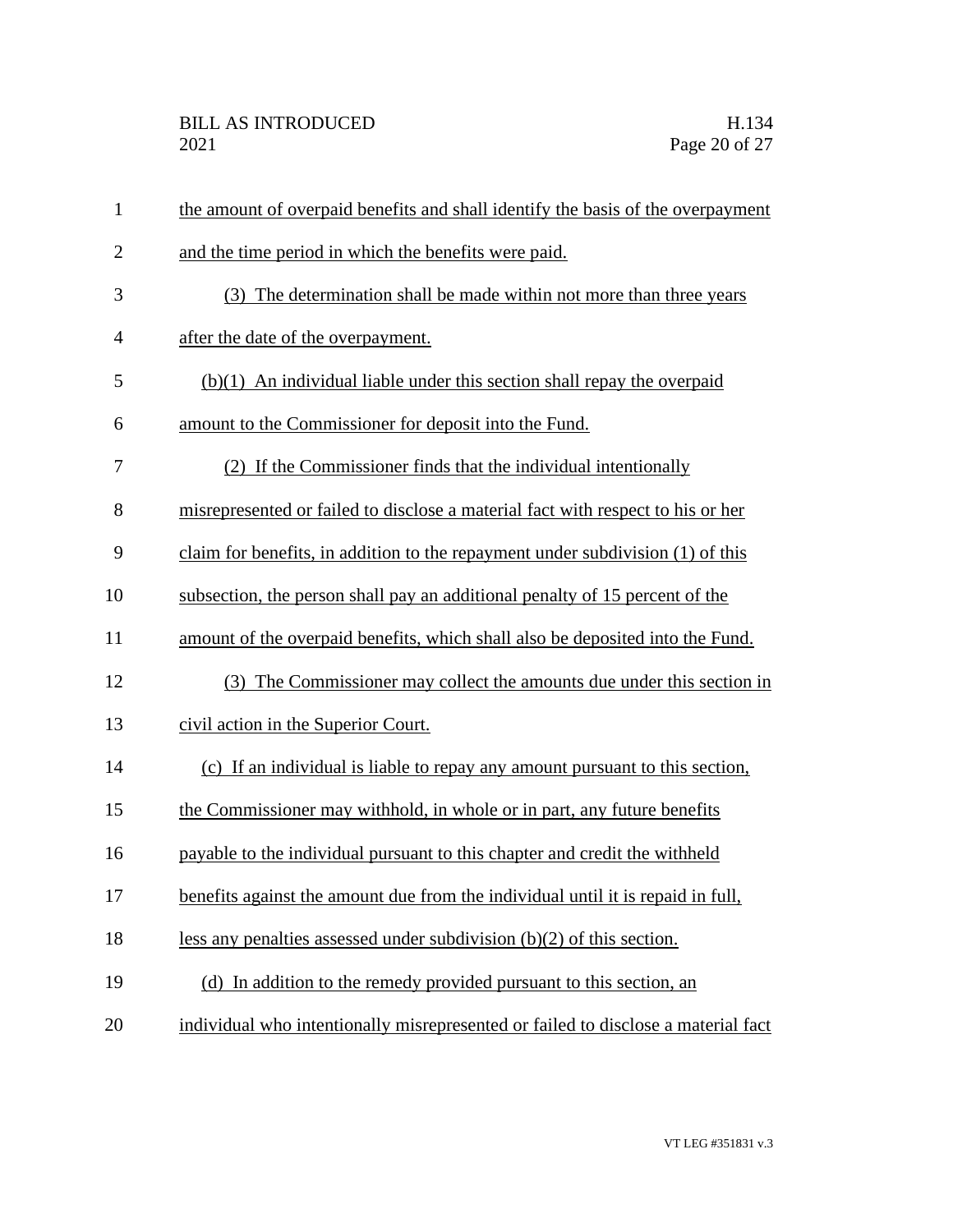the amount of overpaid benefits and shall identify the basis of the overpayment and the time period in which the benefits were paid.

(3) The determination shall be made within not more than three years after the date of the overpayment.

(b)(1) An individual liable under this section shall repay the overpaid amount to the Commissioner for deposit into the Fund.

(2) If the Commissioner finds that the individual intentionally misrepresented or failed to disclose a material fact with respect to his or her claim for benefits, in addition to the repayment under subdivision (1) of this subsection, the person shall pay an additional penalty of 15 percent of the amount of the overpaid benefits, which shall also be deposited into the Fund.

(3) The Commissioner may collect the amounts due under this section in civil action in the Superior Court.

(c) If an individual is liable to repay any amount pursuant to this section, the Commissioner may withhold, in whole or in part, any future benefits payable to the individual pursuant to this chapter and credit the withheld benefits against the amount due from the individual until it is repaid in full, less any penalties assessed under subdivision (b)(2) of this section.

(d) In addition to the remedy provided pursuant to this section, an individual who intentionally misrepresented or failed to disclose a material fact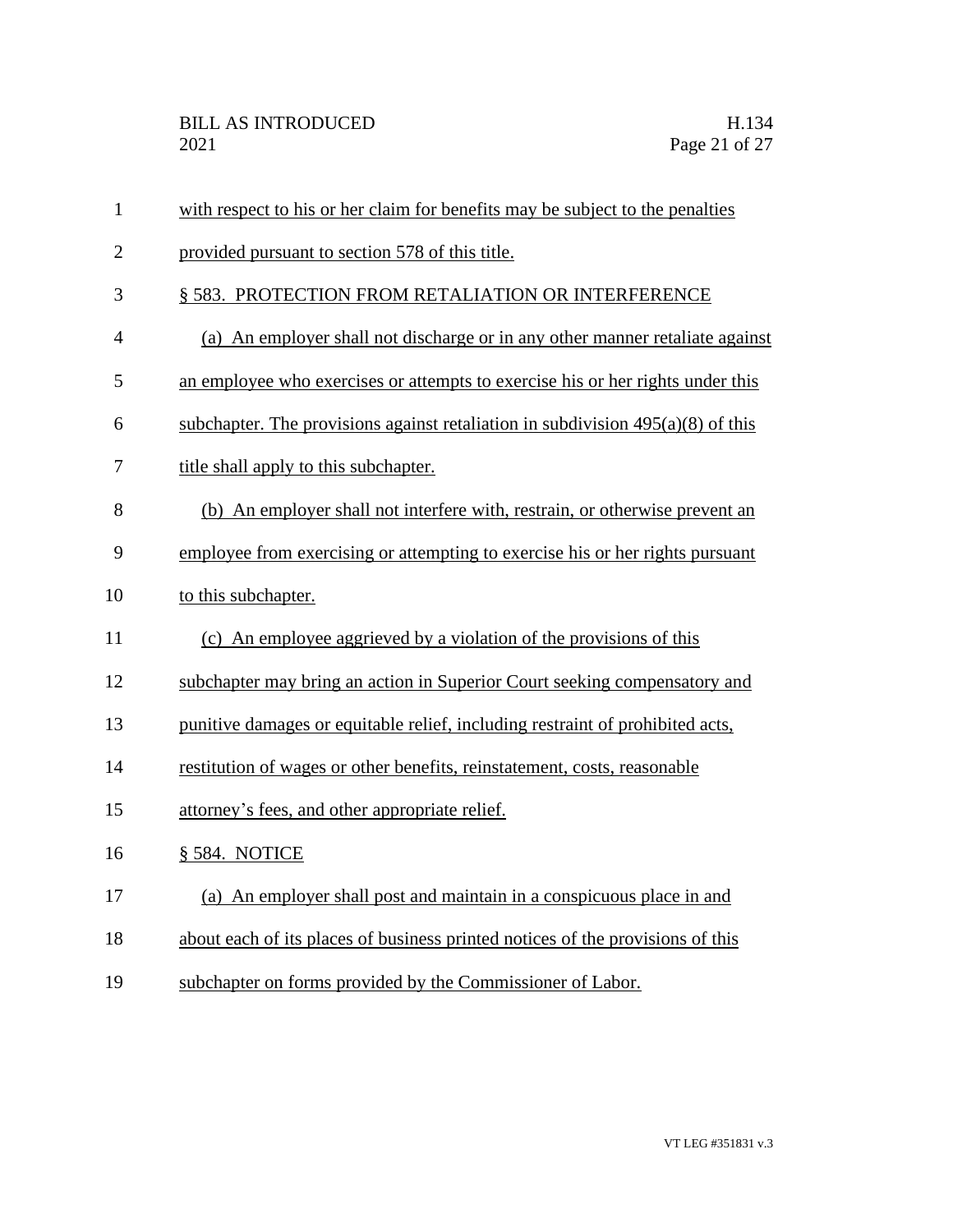with respect to his or her claim for benefits may be subject to the penalties provided pursuant to section 578 of this title.

§ 583. PROTECTION FROM RETALIATION OR INTERFERENCE

(a) An employer shall not discharge or in any other manner retaliate against an employee who exercises or attempts to exercise his or her rights under this subchapter. The provisions against retaliation in subdivision 495(a)(8) of this title shall apply to this subchapter.

(b) An employer shall not interfere with, restrain, or otherwise prevent an employee from exercising or attempting to exercise his or her rights pursuant to this subchapter.

(c) An employee aggrieved by a violation of the provisions of this subchapter may bring an action in Superior Court seeking compensatory and punitive damages or equitable relief, including restraint of prohibited acts, restitution of wages or other benefits, reinstatement, costs, reasonable attorney's fees, and other appropriate relief.

§ 584. NOTICE

(a) An employer shall post and maintain in a conspicuous place in and about each of its places of business printed notices of the provisions of this subchapter on forms provided by the Commissioner of Labor.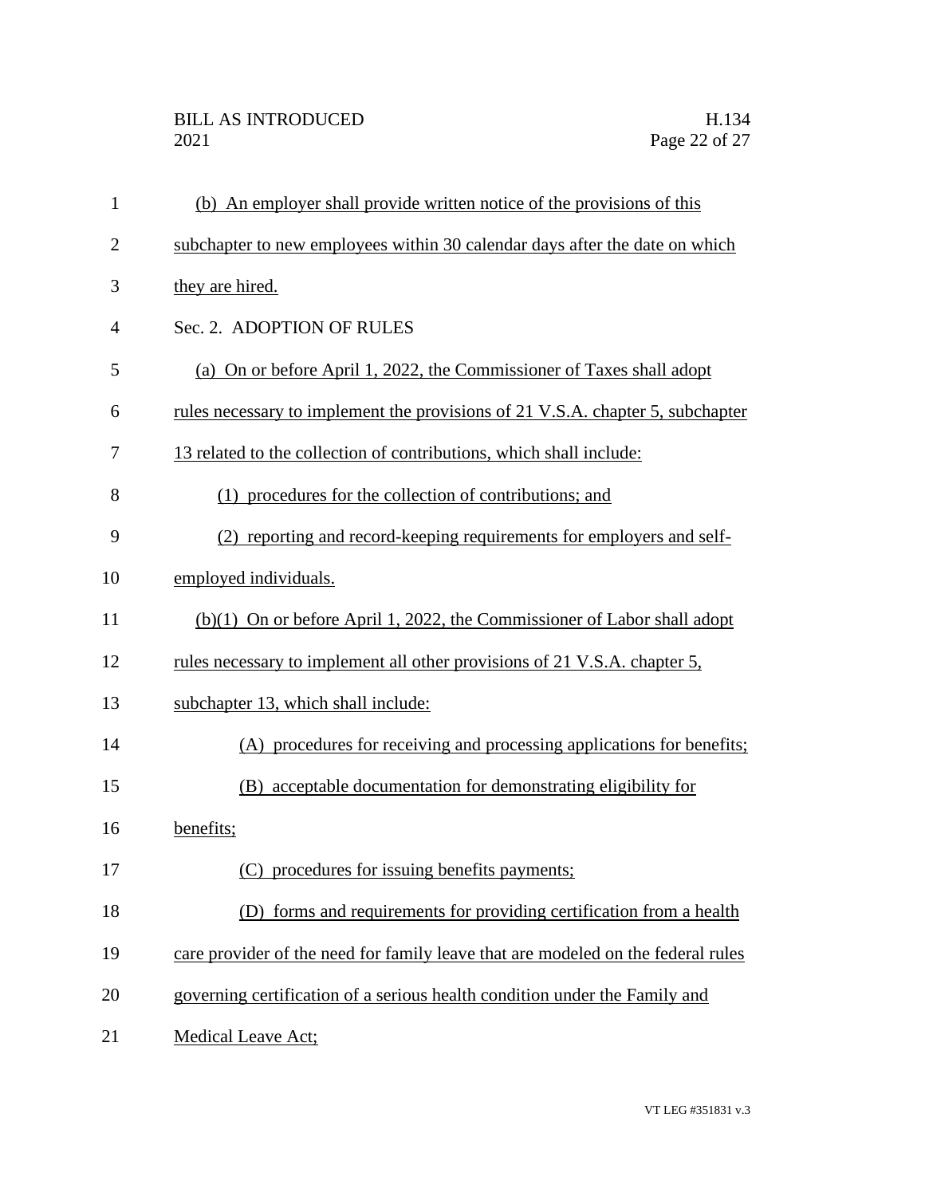(b) An employer shall provide written notice of the provisions of this subchapter to new employees within 30 calendar days after the date on which they are hired.

Sec. 2. ADOPTION OF RULES

(a) On or before April 1, 2022, the Commissioner of Taxes shall adopt rules necessary to implement the provisions of 21 V.S.A. chapter 5, subchapter 13 related to the collection of contributions, which shall include:

(1) procedures for the collection of contributions; and

(2) reporting and record-keeping requirements for employers and self-employed individuals.

(b)(1) On or before April 1, 2022, the Commissioner of Labor shall adopt rules necessary to implement all other provisions of 21 V.S.A. chapter 5, subchapter 13, which shall include:

(A) procedures for receiving and processing applications for benefits;

(B) acceptable documentation for demonstrating eligibility for benefits;

(C) procedures for issuing benefits payments;

(D) forms and requirements for providing certification from a health care provider of the need for family leave that are modeled on the federal rules governing certification of a serious health condition under the Family and Medical Leave Act;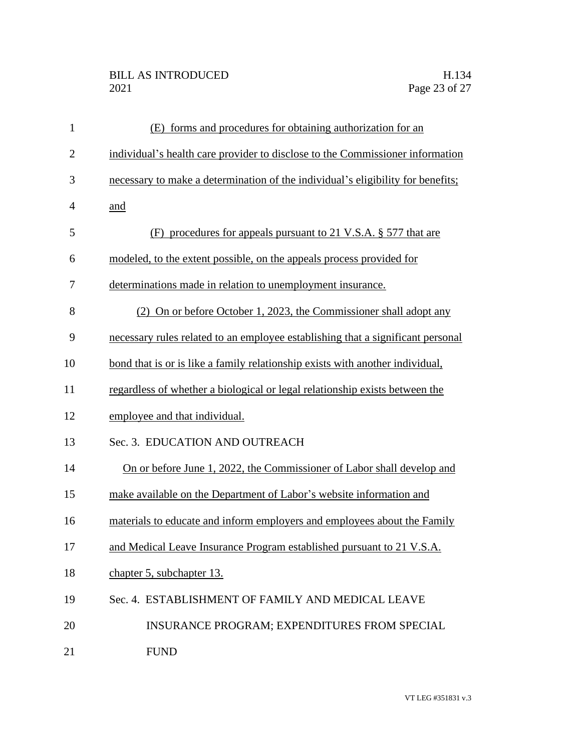(E) forms and procedures for obtaining authorization for an individual's health care provider to disclose to the Commissioner information necessary to make a determination of the individual's eligibility for benefits; and

(F) procedures for appeals pursuant to 21 V.S.A. § 577 that are modeled, to the extent possible, on the appeals process provided for determinations made in relation to unemployment insurance.

(2) On or before October 1, 2023, the Commissioner shall adopt any necessary rules related to an employee establishing that a significant personal bond that is or is like a family relationship exists with another individual, regardless of whether a biological or legal relationship exists between the employee and that individual.

Sec. 3. EDUCATION AND OUTREACH

On or before June 1, 2022, the Commissioner of Labor shall develop and make available on the Department of Labor's website information and materials to educate and inform employers and employees about the Family and Medical Leave Insurance Program established pursuant to 21 V.S.A. chapter 5, subchapter 13.

Sec. 4. ESTABLISHMENT OF FAMILY AND MEDICAL LEAVE INSURANCE PROGRAM; EXPENDITURES FROM SPECIAL FUND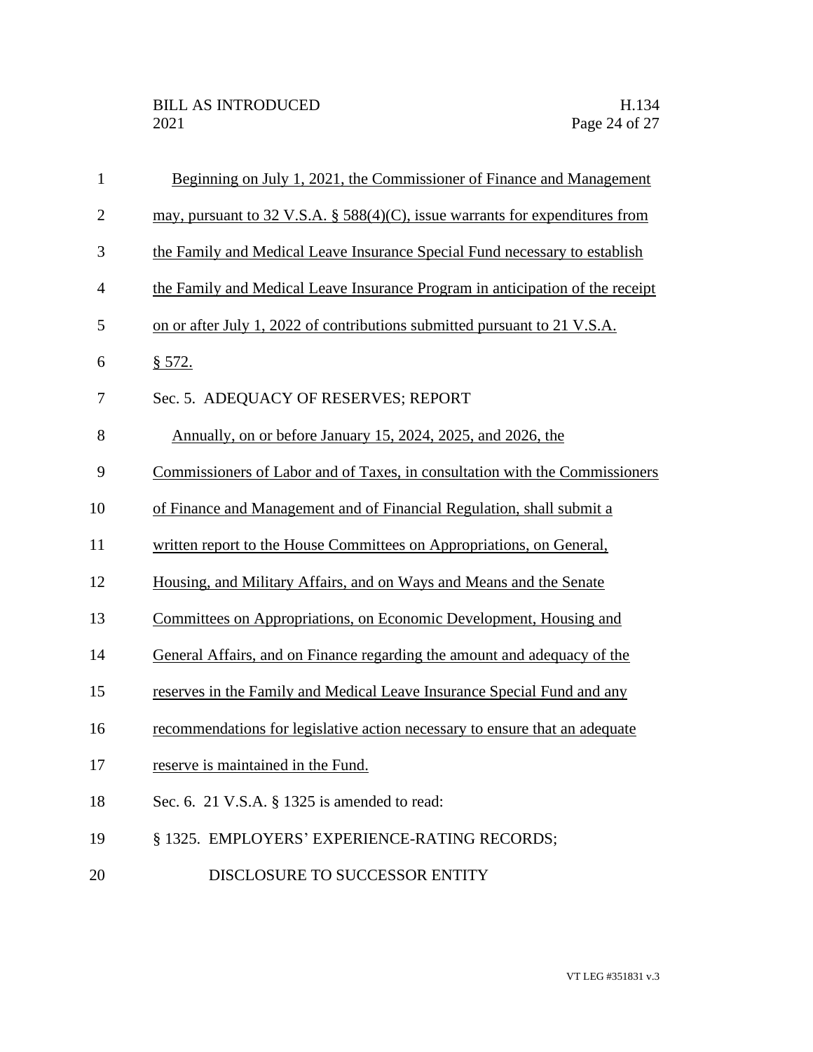Beginning on July 1, 2021, the Commissioner of Finance and Management may, pursuant to 32 V.S.A. § 588(4)(C), issue warrants for expenditures from the Family and Medical Leave Insurance Special Fund necessary to establish the Family and Medical Leave Insurance Program in anticipation of the receipt on or after July 1, 2022 of contributions submitted pursuant to 21 V.S.A. § 572.

Sec. 5. ADEQUACY OF RESERVES; REPORT

Annually, on or before January 15, 2024, 2025, and 2026, the Commissioners of Labor and of Taxes, in consultation with the Commissioners of Finance and Management and of Financial Regulation, shall submit a written report to the House Committees on Appropriations, on General, Housing, and Military Affairs, and on Ways and Means and the Senate Committees on Appropriations, on Economic Development, Housing and General Affairs, and on Finance regarding the amount and adequacy of the reserves in the Family and Medical Leave Insurance Special Fund and any recommendations for legislative action necessary to ensure that an adequate reserve is maintained in the Fund.

Sec. 6. 21 V.S.A. § 1325 is amended to read:

§ 1325. EMPLOYERS' EXPERIENCE-RATING RECORDS; DISCLOSURE TO SUCCESSOR ENTITY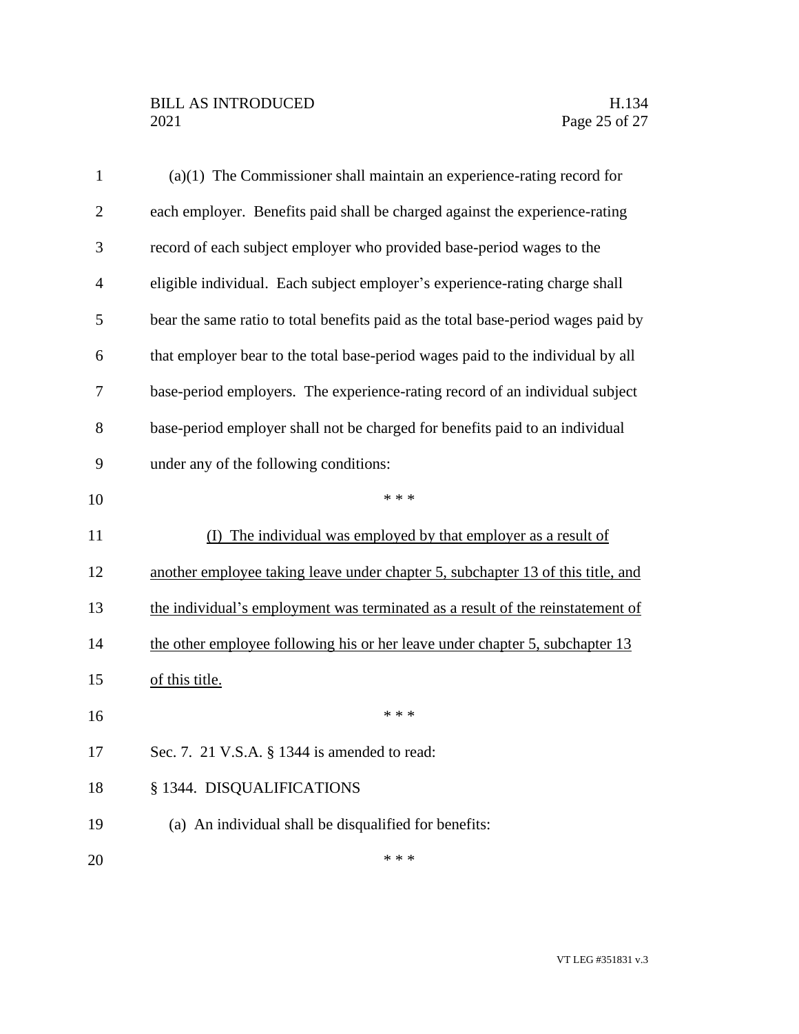(a)(1) The Commissioner shall maintain an experience-rating record for each employer. Benefits paid shall be charged against the experience-rating record of each subject employer who provided base-period wages to the eligible individual. Each subject employer's experience-rating charge shall bear the same ratio to total benefits paid as the total base-period wages paid by that employer bear to the total base-period wages paid to the individual by all base-period employers. The experience-rating record of an individual subject base-period employer shall not be charged for benefits paid to an individual under any of the following conditions:

\* \* \*

(I) The individual was employed by that employer as a result of another employee taking leave under chapter 5, subchapter 13 of this title, and the individual's employment was terminated as a result of the reinstatement of the other employee following his or her leave under chapter 5, subchapter 13 of this title.

\* \* \*

Sec. 7. 21 V.S.A. § 1344 is amended to read:

§ 1344. DISQUALIFICATIONS

(a) An individual shall be disqualified for benefits:

\* \* \*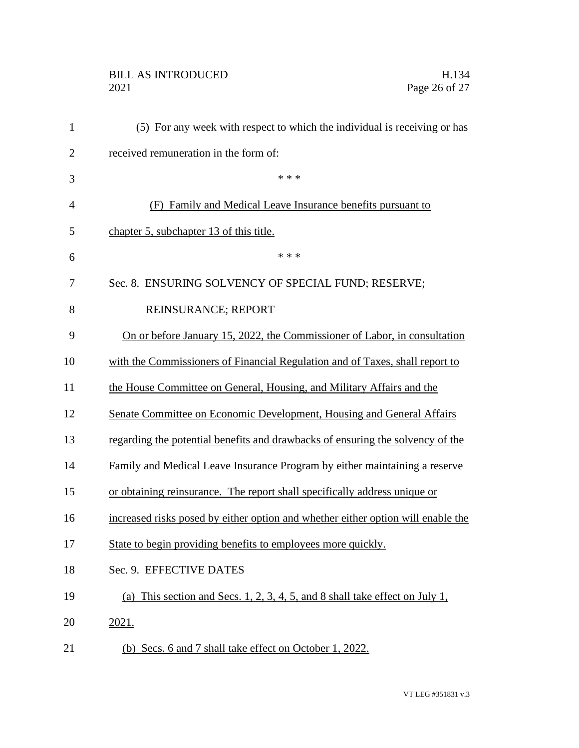(5) For any week with respect to which the individual is receiving or has received remuneration in the form of:

* * *

(F) Family and Medical Leave Insurance benefits pursuant to chapter 5, subchapter 13 of this title.

* * *

Sec. 8. ENSURING SOLVENCY OF SPECIAL FUND; RESERVE; REINSURANCE; REPORT

On or before January 15, 2022, the Commissioner of Labor, in consultation with the Commissioners of Financial Regulation and of Taxes, shall report to the House Committee on General, Housing, and Military Affairs and the Senate Committee on Economic Development, Housing and General Affairs regarding the potential benefits and drawbacks of ensuring the solvency of the Family and Medical Leave Insurance Program by either maintaining a reserve or obtaining reinsurance. The report shall specifically address unique or increased risks posed by either option and whether either option will enable the State to begin providing benefits to employees more quickly.

Sec. 9. EFFECTIVE DATES

(a) This section and Secs. 1, 2, 3, 4, 5, and 8 shall take effect on July 1, 2021.

(b) Secs. 6 and 7 shall take effect on October 1, 2022.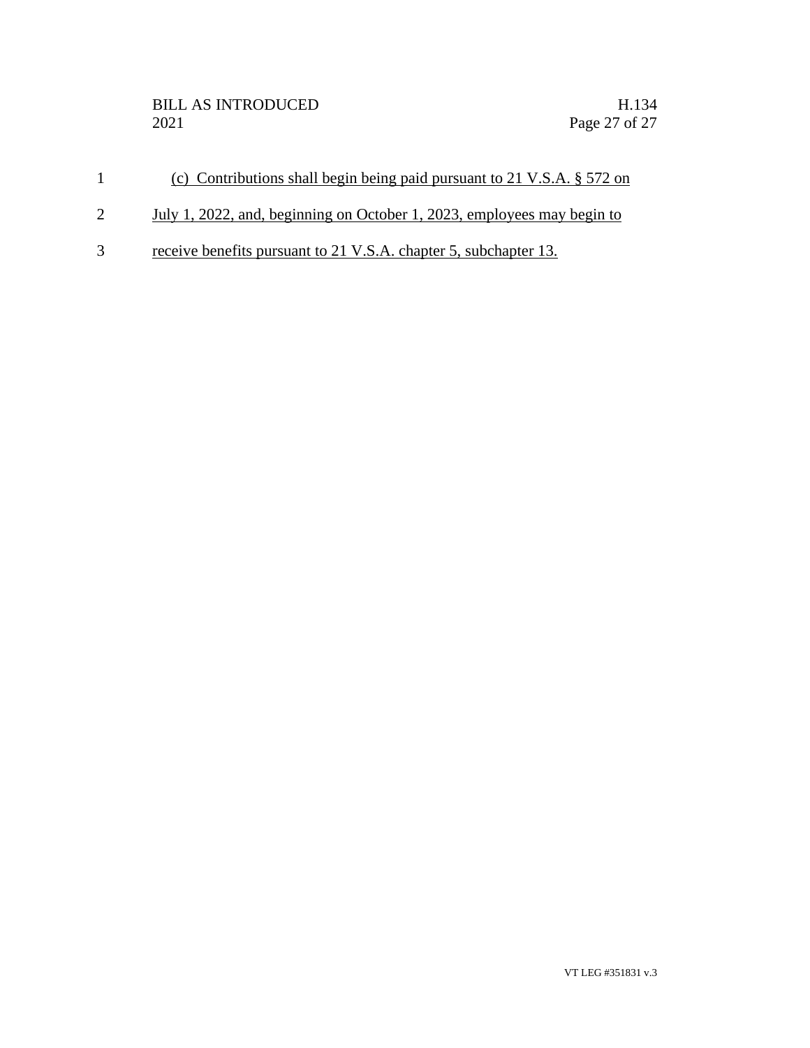(c) Contributions shall begin being paid pursuant to 21 V.S.A. § 572 on July 1, 2022, and, beginning on October 1, 2023, employees may begin to receive benefits pursuant to 21 V.S.A. chapter 5, subchapter 13.